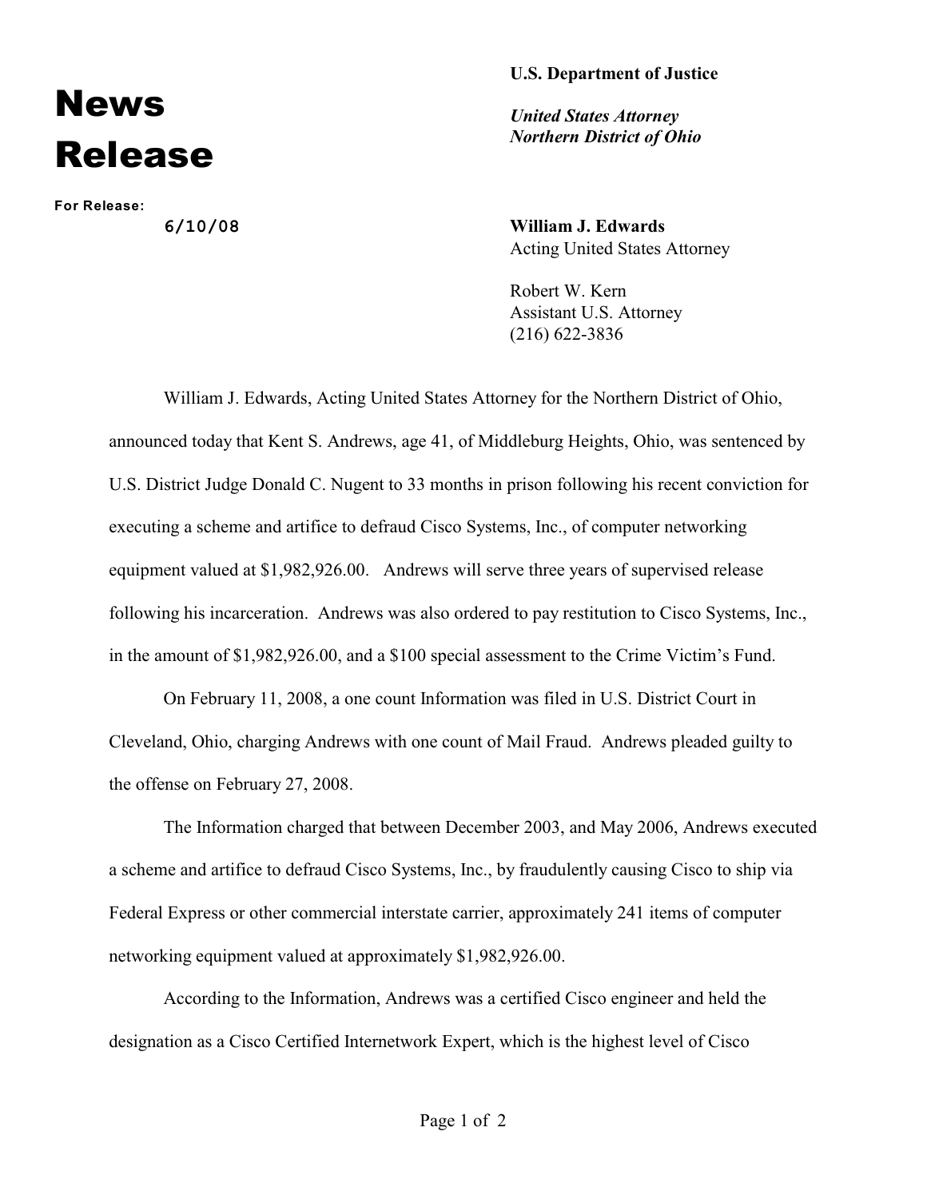# News Release

**For Release:**

6/10/08

**U.S. Department of Justice**

***United States Attorney***
***Northern District of Ohio***

**William J. Edwards**
Acting United States Attorney

Robert W. Kern
Assistant U.S. Attorney
(216) 622-3836

William J. Edwards, Acting United States Attorney for the Northern District of Ohio, announced today that Kent S. Andrews, age 41, of Middleburg Heights, Ohio, was sentenced by U.S. District Judge Donald C. Nugent to 33 months in prison following his recent conviction for executing a scheme and artifice to defraud Cisco Systems, Inc., of computer networking equipment valued at $1,982,926.00. Andrews will serve three years of supervised release following his incarceration. Andrews was also ordered to pay restitution to Cisco Systems, Inc., in the amount of $1,982,926.00, and a $100 special assessment to the Crime Victim's Fund.

On February 11, 2008, a one count Information was filed in U.S. District Court in Cleveland, Ohio, charging Andrews with one count of Mail Fraud. Andrews pleaded guilty to the offense on February 27, 2008.

The Information charged that between December 2003, and May 2006, Andrews executed a scheme and artifice to defraud Cisco Systems, Inc., by fraudulently causing Cisco to ship via Federal Express or other commercial interstate carrier, approximately 241 items of computer networking equipment valued at approximately $1,982,926.00.

According to the Information, Andrews was a certified Cisco engineer and held the designation as a Cisco Certified Internetwork Expert, which is the highest level of Cisco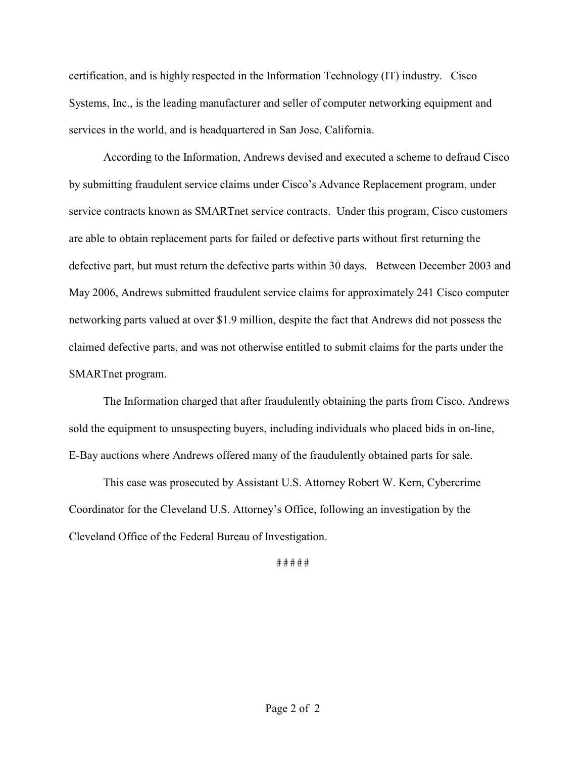certification, and is highly respected in the Information Technology (IT) industry. Cisco Systems, Inc., is the leading manufacturer and seller of computer networking equipment and services in the world, and is headquartered in San Jose, California.

According to the Information, Andrews devised and executed a scheme to defraud Cisco by submitting fraudulent service claims under Cisco's Advance Replacement program, under service contracts known as SMARTnet service contracts. Under this program, Cisco customers are able to obtain replacement parts for failed or defective parts without first returning the defective part, but must return the defective parts within 30 days. Between December 2003 and May 2006, Andrews submitted fraudulent service claims for approximately 241 Cisco computer networking parts valued at over $1.9 million, despite the fact that Andrews did not possess the claimed defective parts, and was not otherwise entitled to submit claims for the parts under the SMARTnet program.

The Information charged that after fraudulently obtaining the parts from Cisco, Andrews sold the equipment to unsuspecting buyers, including individuals who placed bids in on-line, E-Bay auctions where Andrews offered many of the fraudulently obtained parts for sale.

This case was prosecuted by Assistant U.S. Attorney Robert W. Kern, Cybercrime Coordinator for the Cleveland U.S. Attorney's Office, following an investigation by the Cleveland Office of the Federal Bureau of Investigation.

#####